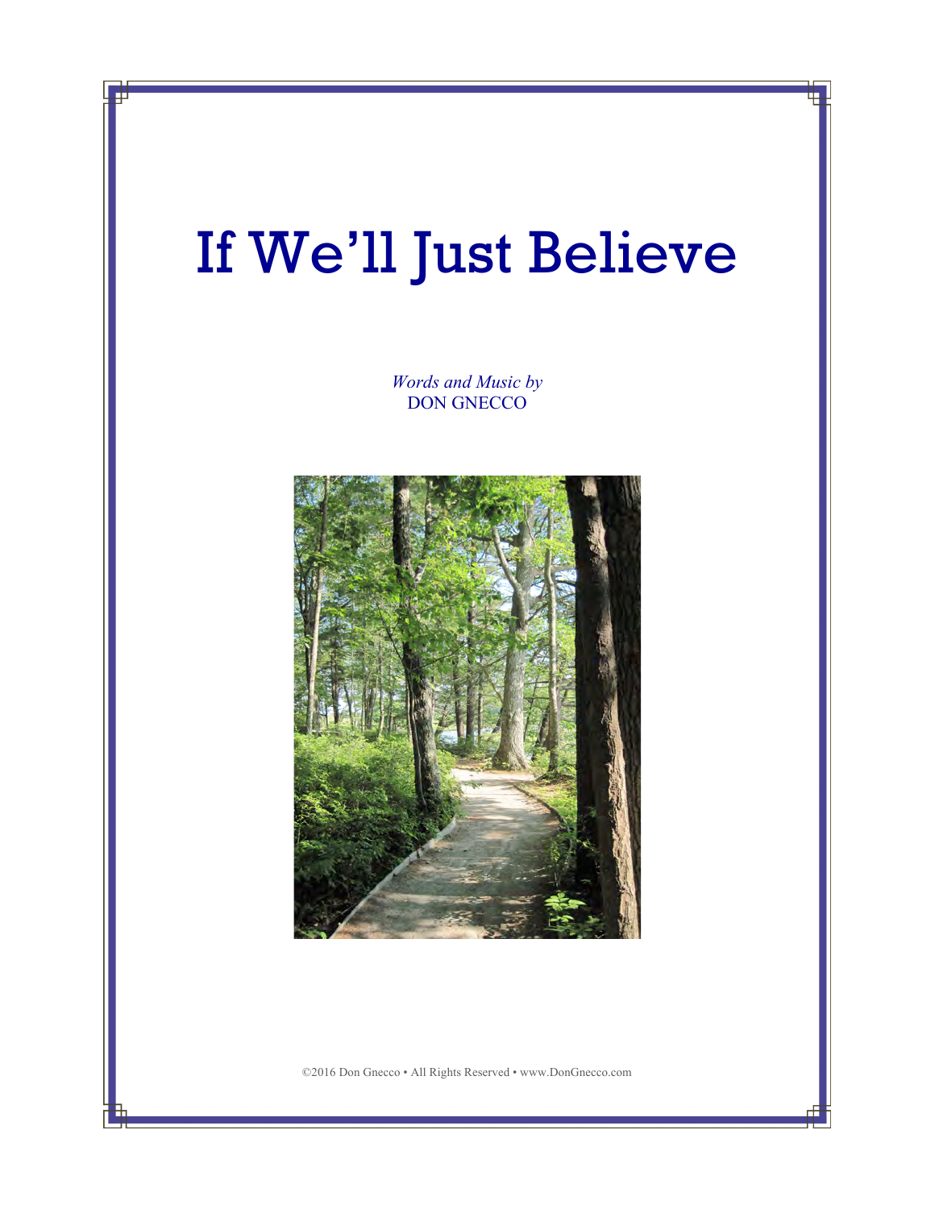# If We'll Just Believe

*Words and Music by*
DON GNECCO

©2016 Don Gnecco • All Rights Reserved • www.DonGnecco.com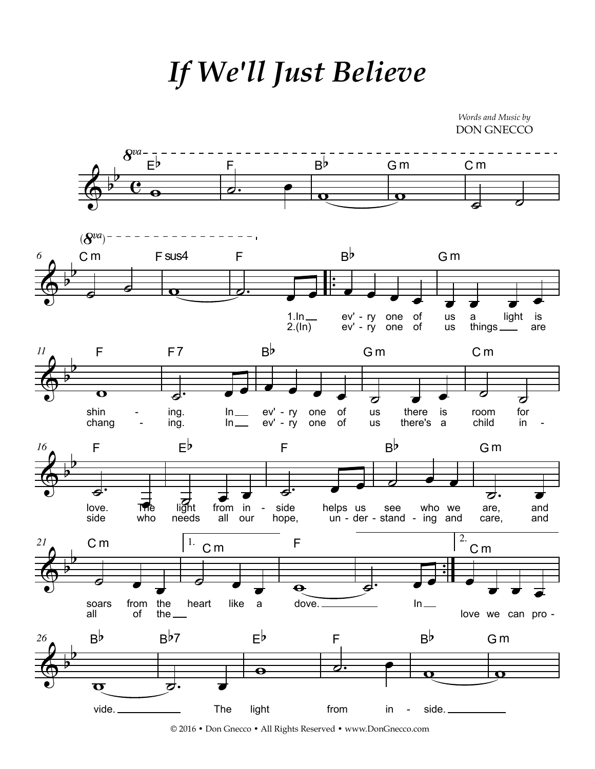# *If We'll Just Believe*

*Words and Music by*
DON GNECCO

1. In ev'ry one of us a light is shining. In ev'ry one of us there is room for love. The light from inside helps us see who we are, and soars from the heart like a dove. In

2. (In) ev'ry one of us things are changing. In ev'ry one of us there's a child inside who needs all our hope, understanding and care, and all of the love we can provide. The light from inside.

© 2016 • Don Gnecco • All Rights Reserved • www.DonGnecco.com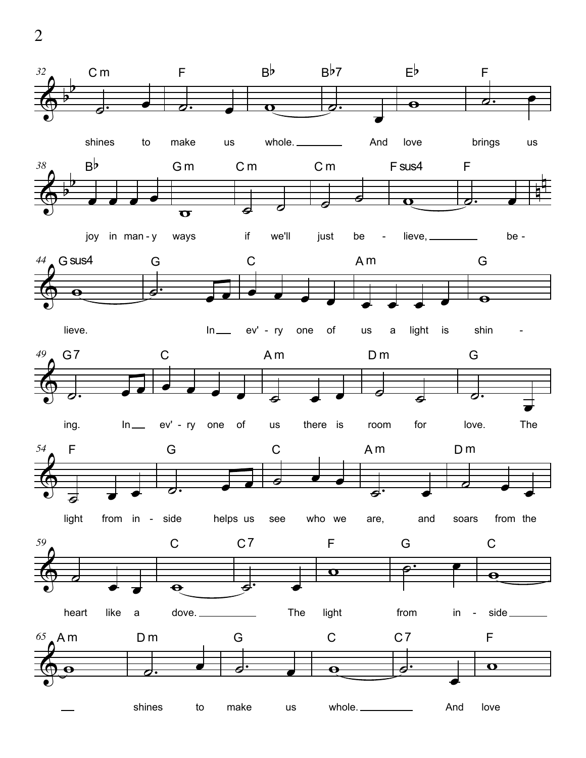shines to make us whole. And love brings us

joy in many ways if we'll just be - lieve, be -

lieve. In ev'ry one of us a light is shin -

ing. In ev'ry one of us there is room for love. The

light from in - side helps us see who we are, and soars from the

heart like a dove. The light from in - side

shines to make us whole. And love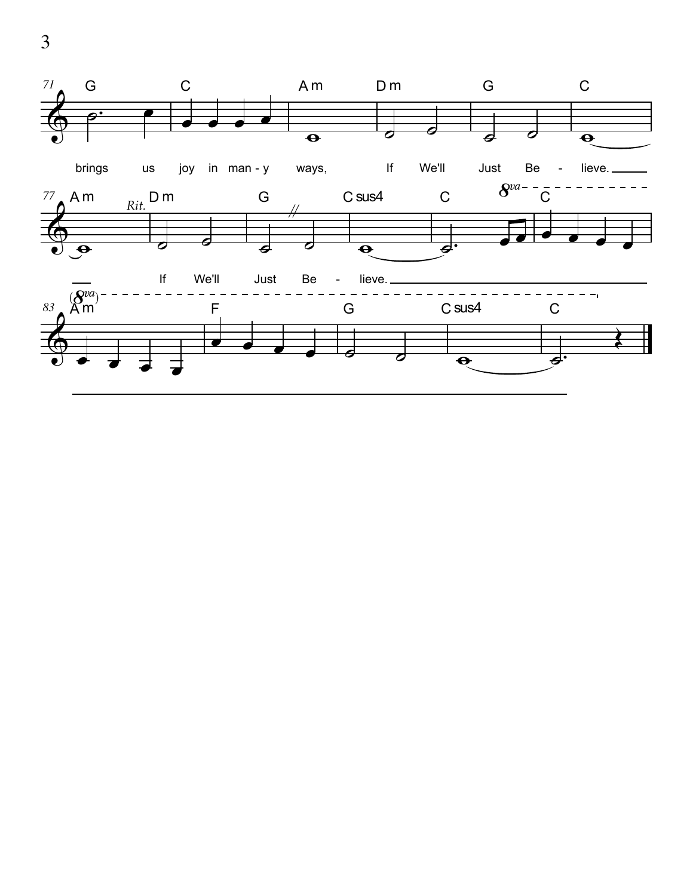brings us joy in man - y ways, If We'll Just Be - lieve.

If We'll Just Be - lieve.